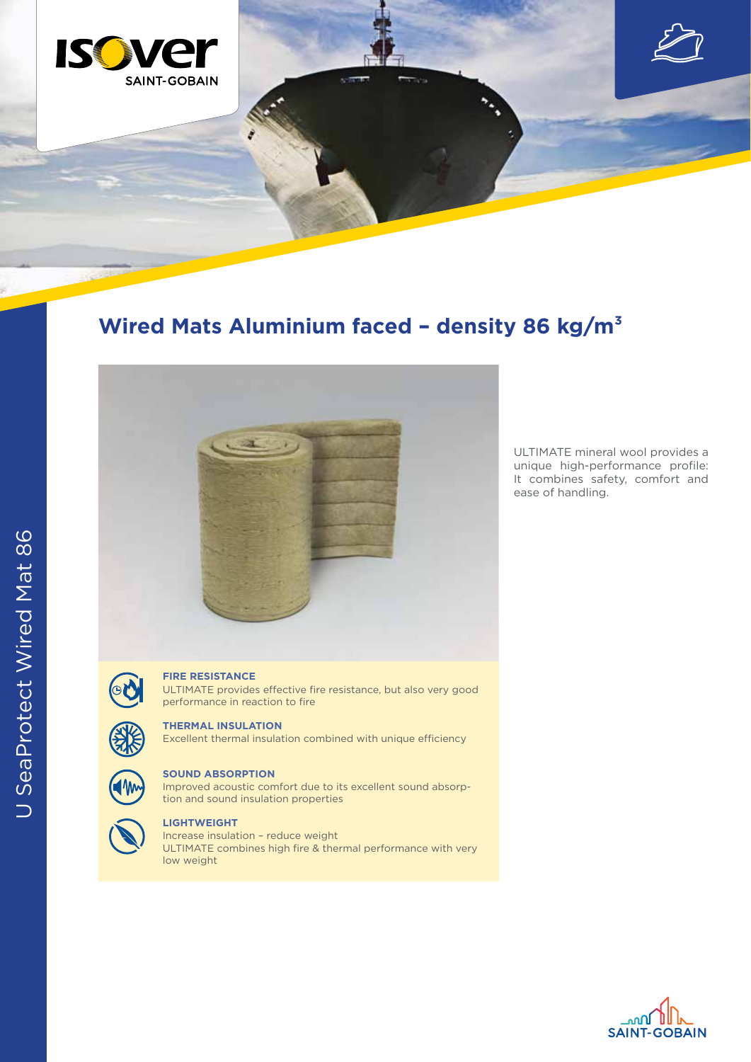# Wired Mats Aluminium faced – density 86 kg/m³

ULTIMATE mineral wool provides a unique high-performance profile: It combines safety, comfort and ease of handling.

**FIRE RESISTANCE**
ULTIMATE provides effective fire resistance, but also very good performance in reaction to fire

**THERMAL INSULATION**
Excellent thermal insulation combined with unique efficiency

**SOUND ABSORPTION**
Improved acoustic comfort due to its excellent sound absorption and sound insulation properties

**LIGHTWEIGHT**
Increase insulation – reduce weight
ULTIMATE combines high fire & thermal performance with very low weight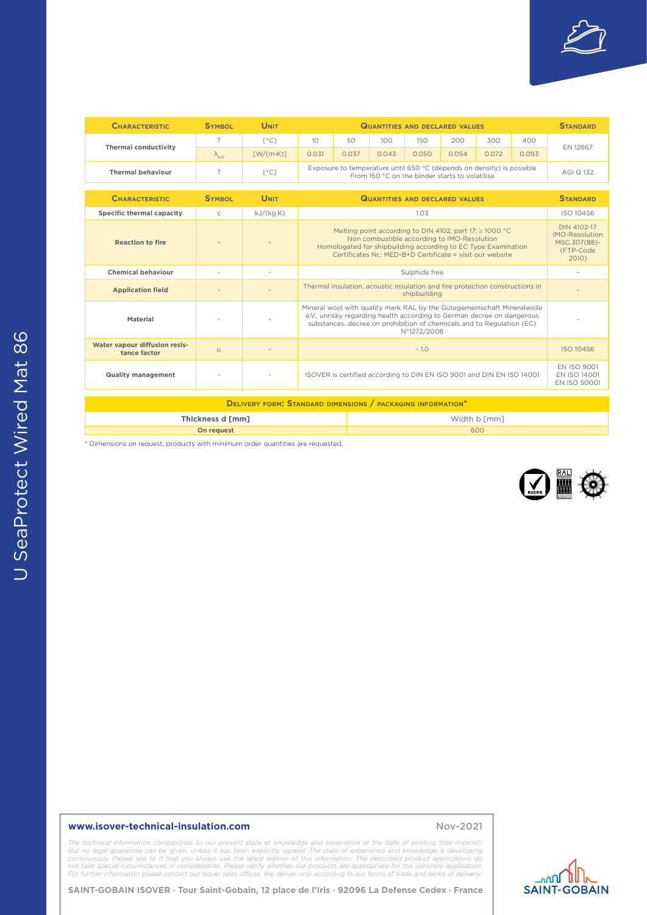| Characteristic | Symbol | Unit | Quantities and declared values | | | | | | | Standard |
|---|---|---|---|---|---|---|---|---|---|---|
| Thermal conductivity | T | [°C] | 10 | 50 | 100 | 150 | 200 | 300 | 400 | EN 12667 |
| | $\lambda_{N,P}$ | [W/(m·K)] | 0.031 | 0.037 | 0.043 | 0.050 | 0.054 | 0.072 | 0.093 | |
| Thermal behaviour | T | [°C] | Exposure to temperature until 650 °C (depends on density) is possible From 150 °C on the binder starts to volatilise | | | | | | | AGI Q 132 |

| Characteristic | Symbol | Unit | Quantities and declared values | Standard |
|---|---|---|---|---|
| Specific thermal capacity | c | kJ/(kg.K) | 1.03 | ISO 10456 |
| Reaction to fire | - | - | Melting point according to DIN 4102, part 17: ≥ 1000 °C Non combustible according to IMO-Resolution Homologated for shipbuilding according to EC Type Examination Certificates Nr.: MED-B+D Certificate = visit our website | DIN 4102-17 IMO-Resolution MSC.307(88)- (FTP-Code 2010) |
| Chemical behaviour | - | - | Sulphide free | - |
| Application field | - | - | Thermal insulation. acoustic insulation and fire protection constructions in shipbuilding | - |
| Material | - | - | Mineral wool with quality mark RAL by the Gütegemeinschaft Mineralwolle e.V.. unrisky regarding health according to German decree on dangerous substances. decree on prohibition of chemicals and to Regulation (EC) N°1272/2008 | - |
| Water vapour diffusion resistance factor | μ | - | ~ 1.0 | ISO 10456 |
| Quality management | - | - | ISOVER is certified according to DIN EN ISO 9001 and DIN EN ISO 14001 | EN ISO 9001 EN ISO 14001 EN ISO 50001 |

| Delivery form: Standard dimensions / packaging information* | |
|---|---|
| Thickness d [mm] | Width b [mm] |
| On request | 600 |

* Dimensions on request, products with minimum order quantities are requested.

**www.isover-technical-insulation.com** Nov-2021

*The technical information corresponds to our present state of knowledge and experience at the date of printing (see imprint). But no legal guarantee can be given, unless it has been explicitly agreed. The state of experience and knowledge is developing continuously. Please see to it that you always use the latest edition of this information. The described product applications do not take special circumstances in consideration. Please verify whether our products are appropriate for the concrete application. For further information please contact our Isover sales offices. We deliver only according to our terms of trade and terms of delivery.*

**SAINT-GOBAIN ISOVER · Tour Saint-Gobain, 12 place de l'Iris · 92096 La Defense Cedex · France**